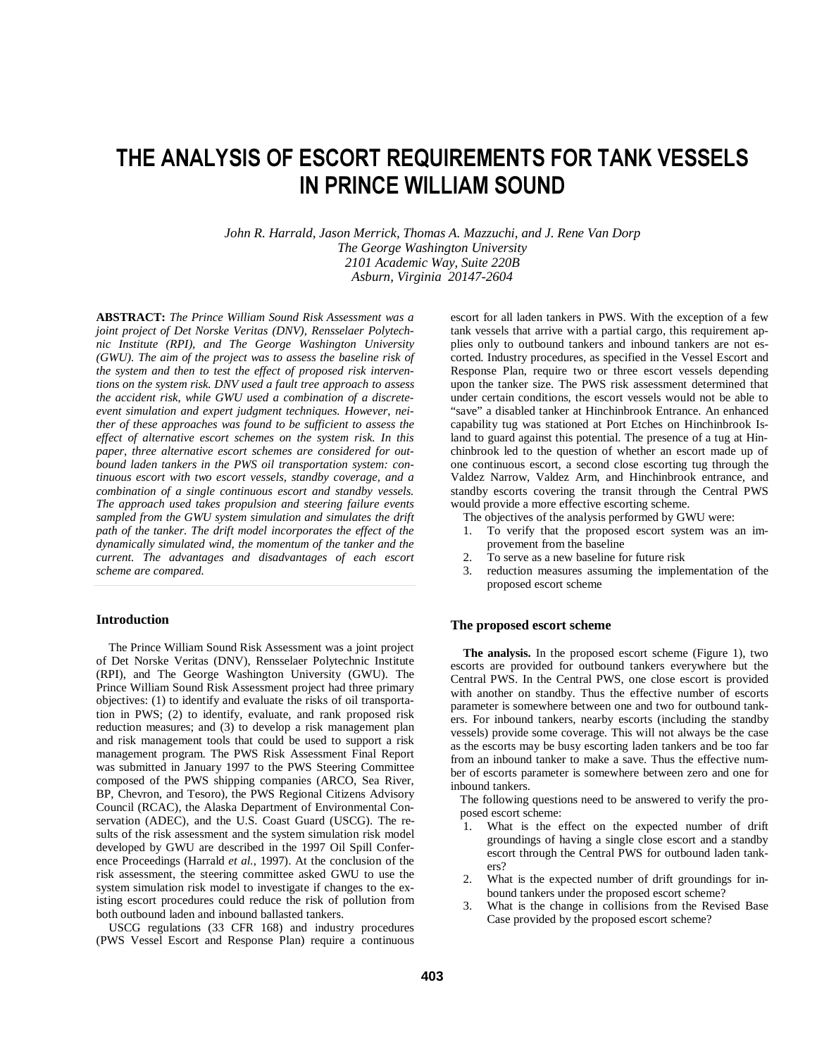# THE ANALYSIS OF ESCORT REQUIREMENTS FOR TANK VESSELS IN PRINCE WILLIAM SOUND

*John R. Harrald, Jason Merrick, Thomas A. Mazzuchi, and J. Rene Van Dorp*
*The George Washington University*
*2101 Academic Way, Suite 220B*
*Asburn, Virginia 20147-2604*

**ABSTRACT:** *The Prince William Sound Risk Assessment was a joint project of Det Norske Veritas (DNV), Rensselaer Polytechnic Institute (RPI), and The George Washington University (GWU). The aim of the project was to assess the baseline risk of the system and then to test the effect of proposed risk interventions on the system risk. DNV used a fault tree approach to assess the accident risk, while GWU used a combination of a discrete-event simulation and expert judgment techniques. However, neither of these approaches was found to be sufficient to assess the effect of alternative escort schemes on the system risk. In this paper, three alternative escort schemes are considered for outbound laden tankers in the PWS oil transportation system: continuous escort with two escort vessels, standby coverage, and a combination of a single continuous escort and standby vessels. The approach used takes propulsion and steering failure events sampled from the GWU system simulation and simulates the drift path of the tanker. The drift model incorporates the effect of the dynamically simulated wind, the momentum of the tanker and the current. The advantages and disadvantages of each escort scheme are compared.*

## Introduction

The Prince William Sound Risk Assessment was a joint project of Det Norske Veritas (DNV), Rensselaer Polytechnic Institute (RPI), and The George Washington University (GWU). The Prince William Sound Risk Assessment project had three primary objectives: (1) to identify and evaluate the risks of oil transportation in PWS; (2) to identify, evaluate, and rank proposed risk reduction measures; and (3) to develop a risk management plan and risk management tools that could be used to support a risk management program. The PWS Risk Assessment Final Report was submitted in January 1997 to the PWS Steering Committee composed of the PWS shipping companies (ARCO, Sea River, BP, Chevron, and Tesoro), the PWS Regional Citizens Advisory Council (RCAC), the Alaska Department of Environmental Conservation (ADEC), and the U.S. Coast Guard (USCG). The results of the risk assessment and the system simulation risk model developed by GWU are described in the 1997 Oil Spill Conference Proceedings (Harrald *et al.*, 1997). At the conclusion of the risk assessment, the steering committee asked GWU to use the system simulation risk model to investigate if changes to the existing escort procedures could reduce the risk of pollution from both outbound laden and inbound ballasted tankers.

USCG regulations (33 CFR 168) and industry procedures (PWS Vessel Escort and Response Plan) require a continuous escort for all laden tankers in PWS. With the exception of a few tank vessels that arrive with a partial cargo, this requirement applies only to outbound tankers and inbound tankers are not escorted. Industry procedures, as specified in the Vessel Escort and Response Plan, require two or three escort vessels depending upon the tanker size. The PWS risk assessment determined that under certain conditions, the escort vessels would not be able to "save" a disabled tanker at Hinchinbrook Entrance. An enhanced capability tug was stationed at Port Etches on Hinchinbrook Island to guard against this potential. The presence of a tug at Hinchinbrook led to the question of whether an escort made up of one continuous escort, a second close escorting tug through the Valdez Narrow, Valdez Arm, and Hinchinbrook entrance, and standby escorts covering the transit through the Central PWS would provide a more effective escorting scheme.

The objectives of the analysis performed by GWU were:

1. To verify that the proposed escort system was an improvement from the baseline
2. To serve as a new baseline for future risk
3. reduction measures assuming the implementation of the proposed escort scheme

## The proposed escort scheme

**The analysis.** In the proposed escort scheme (Figure 1), two escorts are provided for outbound tankers everywhere but the Central PWS. In the Central PWS, one close escort is provided with another on standby. Thus the effective number of escorts parameter is somewhere between one and two for outbound tankers. For inbound tankers, nearby escorts (including the standby vessels) provide some coverage. This will not always be the case as the escorts may be busy escorting laden tankers and be too far from an inbound tanker to make a save. Thus the effective number of escorts parameter is somewhere between zero and one for inbound tankers.

The following questions need to be answered to verify the proposed escort scheme:

1. What is the effect on the expected number of drift groundings of having a single close escort and a standby escort through the Central PWS for outbound laden tankers?
2. What is the expected number of drift groundings for inbound tankers under the proposed escort scheme?
3. What is the change in collisions from the Revised Base Case provided by the proposed escort scheme?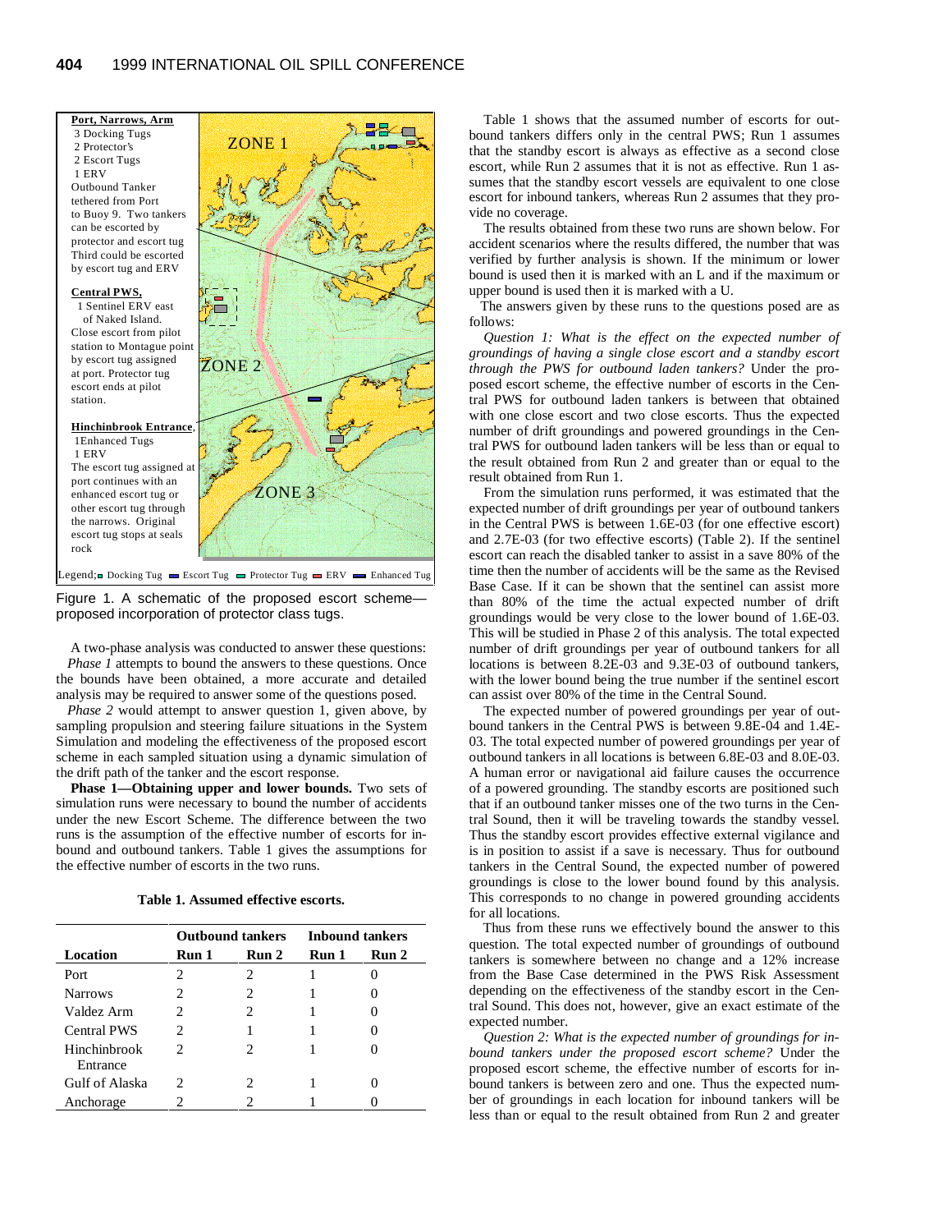Port, Narrows, Arm
3 Docking Tugs
2 Protector's
2 Escort Tugs
1 ERV
Outbound Tanker tethered from Port to Buoy 9. Two tankers can be escorted by protector and escort tug Third could be escorted by escort tug and ERV

Central PWS,
1 Sentinel ERV east of Naked Island.
Close escort from pilot station to Montague point by escort tug assigned at port. Protector tug escort ends at pilot station.

Hinchinbrook Entrance,
1 Enhanced Tugs
1 ERV
The escort tug assigned at port continues with an enhanced escort tug or other escort tug through the narrows. Original escort tug stops at seals rock

ZONE 1

ZONE 2

ZONE 3

Legend: Docking Tug, Escort Tug, Protector Tug, ERV, Enhanced Tug

Figure 1. A schematic of the proposed escort scheme—proposed incorporation of protector class tugs.

A two-phase analysis was conducted to answer these questions: *Phase 1* attempts to bound the answers to these questions. Once the bounds have been obtained, a more accurate and detailed analysis may be required to answer some of the questions posed.

*Phase 2* would attempt to answer question 1, given above, by sampling propulsion and steering failure situations in the System Simulation and modeling the effectiveness of the proposed escort scheme in each sampled situation using a dynamic simulation of the drift path of the tanker and the escort response.

**Phase 1—Obtaining upper and lower bounds.** Two sets of simulation runs were necessary to bound the number of accidents under the new Escort Scheme. The difference between the two runs is the assumption of the effective number of escorts for inbound and outbound tankers. Table 1 gives the assumptions for the effective number of escorts in the two runs.

**Table 1. Assumed effective escorts.**

| | Outbound tankers | | Inbound tankers | |
|---|---|---|---|---|
| **Location** | **Run 1** | **Run 2** | **Run 1** | **Run 2** |
| Port | 2 | 2 | 1 | 0 |
| Narrows | 2 | 2 | 1 | 0 |
| Valdez Arm | 2 | 2 | 1 | 0 |
| Central PWS | 2 | 1 | 1 | 0 |
| Hinchinbrook Entrance | 2 | 2 | 1 | 0 |
| Gulf of Alaska | 2 | 2 | 1 | 0 |
| Anchorage | 2 | 2 | 1 | 0 |

Table 1 shows that the assumed number of escorts for outbound tankers differs only in the central PWS; Run 1 assumes that the standby escort is always as effective as a second close escort, while Run 2 assumes that it is not as effective. Run 1 assumes that the standby escort vessels are equivalent to one close escort for inbound tankers, whereas Run 2 assumes that they provide no coverage.

The results obtained from these two runs are shown below. For accident scenarios where the results differed, the number that was verified by further analysis is shown. If the minimum or lower bound is used then it is marked with an L and if the maximum or upper bound is used then it is marked with a U.

The answers given by these runs to the questions posed are as follows:

*Question 1: What is the effect on the expected number of groundings of having a single close escort and a standby escort through the PWS for outbound laden tankers?* Under the proposed escort scheme, the effective number of escorts in the Central PWS for outbound laden tankers is between that obtained with one close escort and two close escorts. Thus the expected number of drift groundings and powered groundings in the Central PWS for outbound laden tankers will be less than or equal to the result obtained from Run 2 and greater than or equal to the result obtained from Run 1.

From the simulation runs performed, it was estimated that the expected number of drift groundings per year of outbound tankers in the Central PWS is between 1.6E-03 (for one effective escort) and 2.7E-03 (for two effective escorts) (Table 2). If the sentinel escort can reach the disabled tanker to assist in a save 80% of the time then the number of accidents will be the same as the Revised Base Case. If it can be shown that the sentinel can assist more than 80% of the time the actual expected number of drift groundings would be very close to the lower bound of 1.6E-03. This will be studied in Phase 2 of this analysis. The total expected number of drift groundings per year of outbound tankers for all locations is between 8.2E-03 and 9.3E-03 of outbound tankers, with the lower bound being the true number if the sentinel escort can assist over 80% of the time in the Central Sound.

The expected number of powered groundings per year of outbound tankers in the Central PWS is between 9.8E-04 and 1.4E-03. The total expected number of powered groundings per year of outbound tankers in all locations is between 6.8E-03 and 8.0E-03. A human error or navigational aid failure causes the occurrence of a powered grounding. The standby escorts are positioned such that if an outbound tanker misses one of the two turns in the Central Sound, then it will be traveling towards the standby vessel. Thus the standby escort provides effective external vigilance and is in position to assist if a save is necessary. Thus for outbound tankers in the Central Sound, the expected number of powered groundings is close to the lower bound found by this analysis. This corresponds to no change in powered grounding accidents for all locations.

Thus from these runs we effectively bound the answer to this question. The total expected number of groundings of outbound tankers is somewhere between no change and a 12% increase from the Base Case determined in the PWS Risk Assessment depending on the effectiveness of the standby escort in the Central Sound. This does not, however, give an exact estimate of the expected number.

*Question 2: What is the expected number of groundings for inbound tankers under the proposed escort scheme?* Under the proposed escort scheme, the effective number of escorts for inbound tankers is between zero and one. Thus the expected number of groundings in each location for inbound tankers will be less than or equal to the result obtained from Run 2 and greater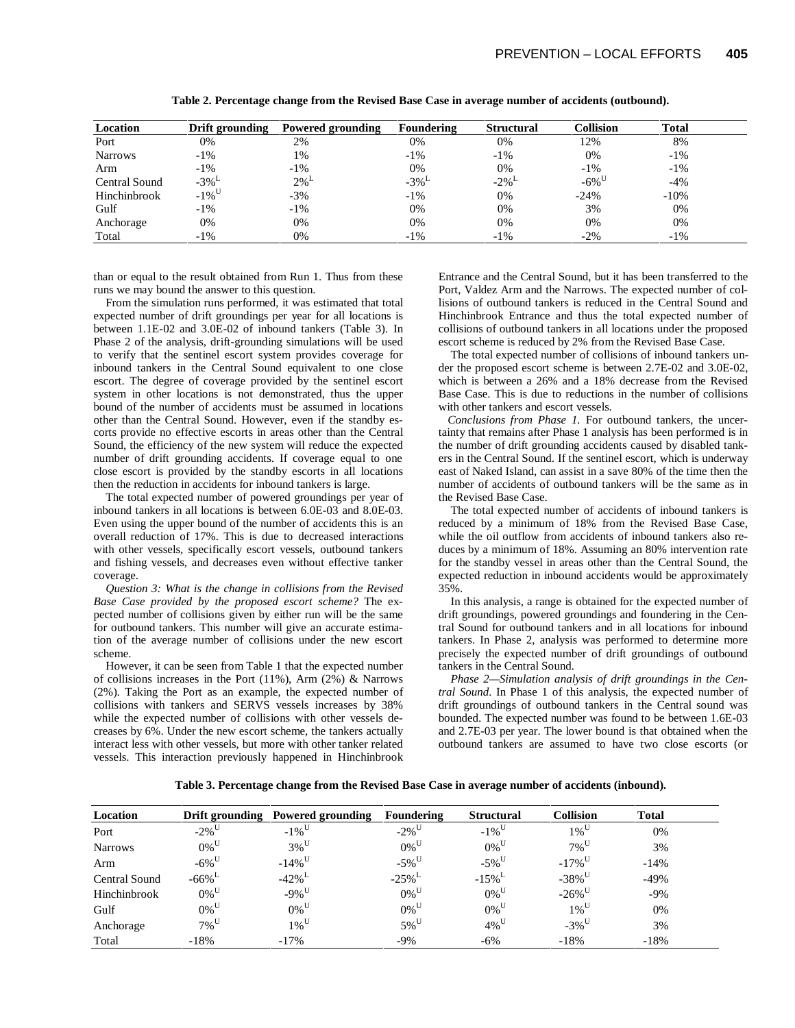**Table 2. Percentage change from the Revised Base Case in average number of accidents (outbound).**

| Location | Drift grounding | Powered grounding | Foundering | Structural | Collision | Total |
|---|---|---|---|---|---|---|
| Port | 0% | 2% | 0% | 0% | 12% | 8% |
| Narrows | -1% | 1% | -1% | -1% | 0% | -1% |
| Arm | -1% | -1% | 0% | 0% | -1% | -1% |
| Central Sound | -3%$^L$ | 2%$^L$ | -3%$^L$ | -2%$^L$ | -6%$^U$ | -4% |
| Hinchinbrook | -1%$^U$ | -3% | -1% | 0% | -24% | -10% |
| Gulf | -1% | -1% | 0% | 0% | 3% | 0% |
| Anchorage | 0% | 0% | 0% | 0% | 0% | 0% |
| Total | -1% | 0% | -1% | -1% | -2% | -1% |

than or equal to the result obtained from Run 1. Thus from these runs we may bound the answer to this question.

From the simulation runs performed, it was estimated that total expected number of drift groundings per year for all locations is between 1.1E-02 and 3.0E-02 of inbound tankers (Table 3). In Phase 2 of the analysis, drift-grounding simulations will be used to verify that the sentinel escort system provides coverage for inbound tankers in the Central Sound equivalent to one close escort. The degree of coverage provided by the sentinel escort system in other locations is not demonstrated, thus the upper bound of the number of accidents must be assumed in locations other than the Central Sound. However, even if the standby escorts provide no effective escorts in areas other than the Central Sound, the efficiency of the new system will reduce the expected number of drift grounding accidents. If coverage equal to one close escort is provided by the standby escorts in all locations then the reduction in accidents for inbound tankers is large.

The total expected number of powered groundings per year of inbound tankers in all locations is between 6.0E-03 and 8.0E-03. Even using the upper bound of the number of accidents this is an overall reduction of 17%. This is due to decreased interactions with other vessels, specifically escort vessels, outbound tankers and fishing vessels, and decreases even without effective tanker coverage.

*Question 3: What is the change in collisions from the Revised Base Case provided by the proposed escort scheme?* The expected number of collisions given by either run will be the same for outbound tankers. This number will give an accurate estimation of the average number of collisions under the new escort scheme.

However, it can be seen from Table 1 that the expected number of collisions increases in the Port (11%), Arm (2%) & Narrows (2%). Taking the Port as an example, the expected number of collisions with tankers and SERVS vessels increases by 38% while the expected number of collisions with other vessels decreases by 6%. Under the new escort scheme, the tankers actually interact less with other vessels, but more with other tanker related vessels. This interaction previously happened in Hinchinbrook Entrance and the Central Sound, but it has been transferred to the Port, Valdez Arm and the Narrows. The expected number of collisions of outbound tankers is reduced in the Central Sound and Hinchinbrook Entrance and thus the total expected number of collisions of outbound tankers in all locations under the proposed escort scheme is reduced by 2% from the Revised Base Case.

The total expected number of collisions of inbound tankers under the proposed escort scheme is between 2.7E-02 and 3.0E-02, which is between a 26% and a 18% decrease from the Revised Base Case. This is due to reductions in the number of collisions with other tankers and escort vessels.

*Conclusions from Phase 1.* For outbound tankers, the uncertainty that remains after Phase 1 analysis has been performed is in the number of drift grounding accidents caused by disabled tankers in the Central Sound. If the sentinel escort, which is underway east of Naked Island, can assist in a save 80% of the time then the number of accidents of outbound tankers will be the same as in the Revised Base Case.

The total expected number of accidents of inbound tankers is reduced by a minimum of 18% from the Revised Base Case, while the oil outflow from accidents of inbound tankers also reduces by a minimum of 18%. Assuming an 80% intervention rate for the standby vessel in areas other than the Central Sound, the expected reduction in inbound accidents would be approximately 35%.

In this analysis, a range is obtained for the expected number of drift groundings, powered groundings and foundering in the Central Sound for outbound tankers and in all locations for inbound tankers. In Phase 2, analysis was performed to determine more precisely the expected number of drift groundings of outbound tankers in the Central Sound.

*Phase 2—Simulation analysis of drift groundings in the Central Sound.* In Phase 1 of this analysis, the expected number of drift groundings of outbound tankers in the Central sound was bounded. The expected number was found to be between 1.6E-03 and 2.7E-03 per year. The lower bound is that obtained when the outbound tankers are assumed to have two close escorts (or

**Table 3. Percentage change from the Revised Base Case in average number of accidents (inbound).**

| Location | Drift grounding | Powered grounding | Foundering | Structural | Collision | Total |
|---|---|---|---|---|---|---|
| Port | -2%$^U$ | -1%$^U$ | -2%$^U$ | -1%$^U$ | 1%$^U$ | 0% |
| Narrows | 0%$^U$ | 3%$^U$ | 0%$^U$ | 0%$^U$ | 7%$^U$ | 3% |
| Arm | -6%$^U$ | -14%$^U$ | -5%$^U$ | -5%$^U$ | -17%$^U$ | -14% |
| Central Sound | -66%$^L$ | -42%$^L$ | -25%$^L$ | -15%$^L$ | -38%$^U$ | -49% |
| Hinchinbrook | 0%$^U$ | -9%$^U$ | 0%$^U$ | 0%$^U$ | -26%$^U$ | -9% |
| Gulf | 0%$^U$ | 0%$^U$ | 0%$^U$ | 0%$^U$ | 1%$^U$ | 0% |
| Anchorage | 7%$^U$ | 1%$^U$ | 5%$^U$ | 4%$^U$ | -3%$^U$ | 3% |
| Total | -18% | -17% | -9% | -6% | -18% | -18% |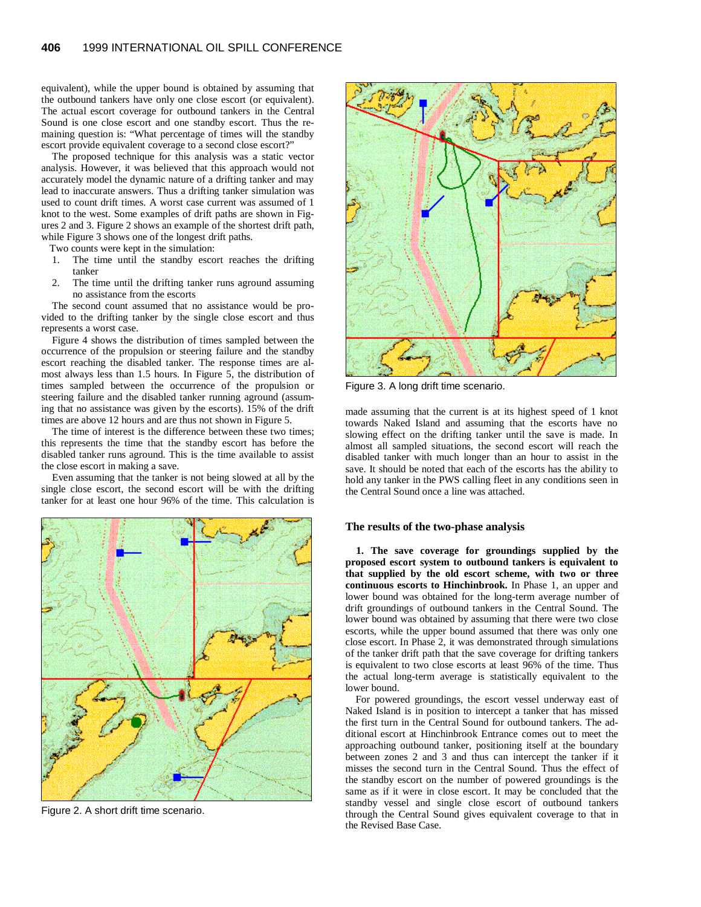equivalent), while the upper bound is obtained by assuming that the outbound tankers have only one close escort (or equivalent). The actual escort coverage for outbound tankers in the Central Sound is one close escort and one standby escort. Thus the remaining question is: "What percentage of times will the standby escort provide equivalent coverage to a second close escort?"

The proposed technique for this analysis was a static vector analysis. However, it was believed that this approach would not accurately model the dynamic nature of a drifting tanker and may lead to inaccurate answers. Thus a drifting tanker simulation was used to count drift times. A worst case current was assumed of 1 knot to the west. Some examples of drift paths are shown in Figures 2 and 3. Figure 2 shows an example of the shortest drift path, while Figure 3 shows one of the longest drift paths.

Two counts were kept in the simulation:

1. The time until the standby escort reaches the drifting tanker
2. The time until the drifting tanker runs aground assuming no assistance from the escorts

The second count assumed that no assistance would be provided to the drifting tanker by the single close escort and thus represents a worst case.

Figure 4 shows the distribution of times sampled between the occurrence of the propulsion or steering failure and the standby escort reaching the disabled tanker. The response times are almost always less than 1.5 hours. In Figure 5, the distribution of times sampled between the occurrence of the propulsion or steering failure and the disabled tanker running aground (assuming that no assistance was given by the escorts). 15% of the drift times are above 12 hours and are thus not shown in Figure 5.

The time of interest is the difference between these two times; this represents the time that the standby escort has before the disabled tanker runs aground. This is the time available to assist the close escort in making a save.

Even assuming that the tanker is not being slowed at all by the single close escort, the second escort will be with the drifting tanker for at least one hour 96% of the time. This calculation is made assuming that the current is at its highest speed of 1 knot towards Naked Island and assuming that the escorts have no slowing effect on the drifting tanker until the save is made. In almost all sampled situations, the second escort will reach the disabled tanker with much longer than an hour to assist in the save. It should be noted that each of the escorts has the ability to hold any tanker in the PWS calling fleet in any conditions seen in the Central Sound once a line was attached.

Figure 2. A short drift time scenario.

Figure 3. A long drift time scenario.

## The results of the two-phase analysis

**1. The save coverage for groundings supplied by the proposed escort system to outbound tankers is equivalent to that supplied by the old escort scheme, with two or three continuous escorts to Hinchinbrook.** In Phase 1, an upper and lower bound was obtained for the long-term average number of drift groundings of outbound tankers in the Central Sound. The lower bound was obtained by assuming that there were two close escorts, while the upper bound assumed that there was only one close escort. In Phase 2, it was demonstrated through simulations of the tanker drift path that the save coverage for drifting tankers is equivalent to two close escorts at least 96% of the time. Thus the actual long-term average is statistically equivalent to the lower bound.

For powered groundings, the escort vessel underway east of Naked Island is in position to intercept a tanker that has missed the first turn in the Central Sound for outbound tankers. The additional escort at Hinchinbrook Entrance comes out to meet the approaching outbound tanker, positioning itself at the boundary between zones 2 and 3 and thus can intercept the tanker if it misses the second turn in the Central Sound. Thus the effect of the standby escort on the number of powered groundings is the same as if it were in close escort. It may be concluded that the standby vessel and single close escort of outbound tankers through the Central Sound gives equivalent coverage to that in the Revised Base Case.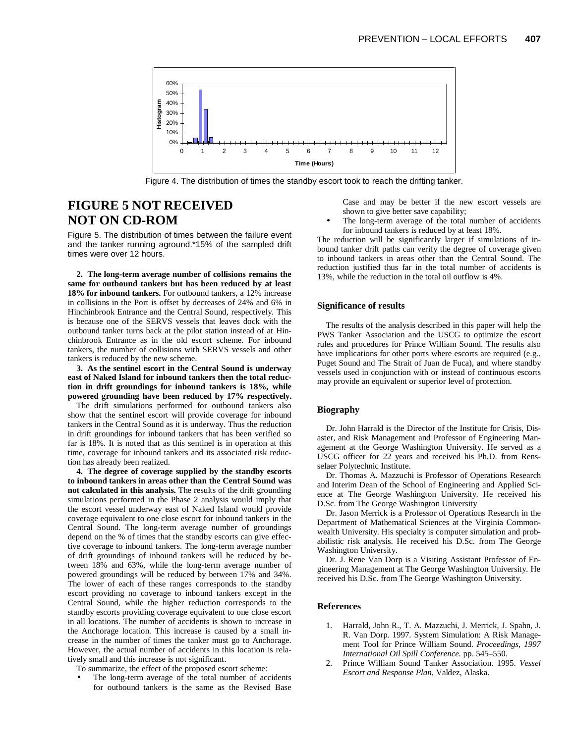60%
50%
40%
30%
20%
10%
0%
Histogram
0 1 2 3 4 5 6 7 8 9 10 11 12
Time (Hours)

Figure 4. The distribution of times the standby escort took to reach the drifting tanker.

## FIGURE 5 NOT RECEIVED NOT ON CD-ROM

Figure 5. The distribution of times between the failure event and the tanker running aground.*15% of the sampled drift times were over 12 hours.

**2. The long-term average number of collisions remains the same for outbound tankers but has been reduced by at least 18% for inbound tankers.** For outbound tankers, a 12% increase in collisions in the Port is offset by decreases of 24% and 6% in Hinchinbrook Entrance and the Central Sound, respectively. This is because one of the SERVS vessels that leaves dock with the outbound tanker turns back at the pilot station instead of at Hinchinbrook Entrance as in the old escort scheme. For inbound tankers, the number of collisions with SERVS vessels and other tankers is reduced by the new scheme.

**3. As the sentinel escort in the Central Sound is underway east of Naked Island for inbound tankers then the total reduction in drift groundings for inbound tankers is 18%, while powered grounding have been reduced by 17% respectively.** The drift simulations performed for outbound tankers also show that the sentinel escort will provide coverage for inbound tankers in the Central Sound as it is underway. Thus the reduction in drift groundings for inbound tankers that has been verified so far is 18%. It is noted that as this sentinel is in operation at this time, coverage for inbound tankers and its associated risk reduction has already been realized.

**4. The degree of coverage supplied by the standby escorts to inbound tankers in areas other than the Central Sound was not calculated in this analysis.** The results of the drift grounding simulations performed in the Phase 2 analysis would imply that the escort vessel underway east of Naked Island would provide coverage equivalent to one close escort for inbound tankers in the Central Sound. The long-term average number of groundings depend on the % of times that the standby escorts can give effective coverage to inbound tankers. The long-term average number of drift groundings of inbound tankers will be reduced by between 18% and 63%, while the long-term average number of powered groundings will be reduced by between 17% and 34%. The lower of each of these ranges corresponds to the standby escort providing no coverage to inbound tankers except in the Central Sound, while the higher reduction corresponds to the standby escorts providing coverage equivalent to one close escort in all locations. The number of accidents is shown to increase in the Anchorage location. This increase is caused by a small increase in the number of times the tanker must go to Anchorage. However, the actual number of accidents in this location is relatively small and this increase is not significant.

To summarize, the effect of the proposed escort scheme:

- The long-term average of the total number of accidents for outbound tankers is the same as the Revised Base Case and may be better if the new escort vessels are shown to give better save capability;
- The long-term average of the total number of accidents for inbound tankers is reduced by at least 18%.

The reduction will be significantly larger if simulations of inbound tanker drift paths can verify the degree of coverage given to inbound tankers in areas other than the Central Sound. The reduction justified thus far in the total number of accidents is 13%, while the reduction in the total oil outflow is 4%.

### Significance of results

The results of the analysis described in this paper will help the PWS Tanker Association and the USCG to optimize the escort rules and procedures for Prince William Sound. The results also have implications for other ports where escorts are required (e.g., Puget Sound and The Strait of Juan de Fuca), and where standby vessels used in conjunction with or instead of continuous escorts may provide an equivalent or superior level of protection.

### Biography

Dr. John Harrald is the Director of the Institute for Crisis, Disaster, and Risk Management and Professor of Engineering Management at the George Washington University. He served as a USCG officer for 22 years and received his Ph.D. from Rensselaer Polytechnic Institute.

Dr. Thomas A. Mazzuchi is Professor of Operations Research and Interim Dean of the School of Engineering and Applied Science at The George Washington University. He received his D.Sc. from The George Washington University

Dr. Jason Merrick is a Professor of Operations Research in the Department of Mathematical Sciences at the Virginia Commonwealth University. His specialty is computer simulation and probabilistic risk analysis. He received his D.Sc. from The George Washington University.

Dr. J. Rene Van Dorp is a Visiting Assistant Professor of Engineering Management at The George Washington University. He received his D.Sc. from The George Washington University.

### References

1. Harrald, John R., T. A. Mazzuchi, J. Merrick, J. Spahn, J. R. Van Dorp. 1997. System Simulation: A Risk Management Tool for Prince William Sound. *Proceedings, 1997 International Oil Spill Conference.* pp. 545–550.
2. Prince William Sound Tanker Association. 1995. *Vessel Escort and Response Plan*, Valdez, Alaska.